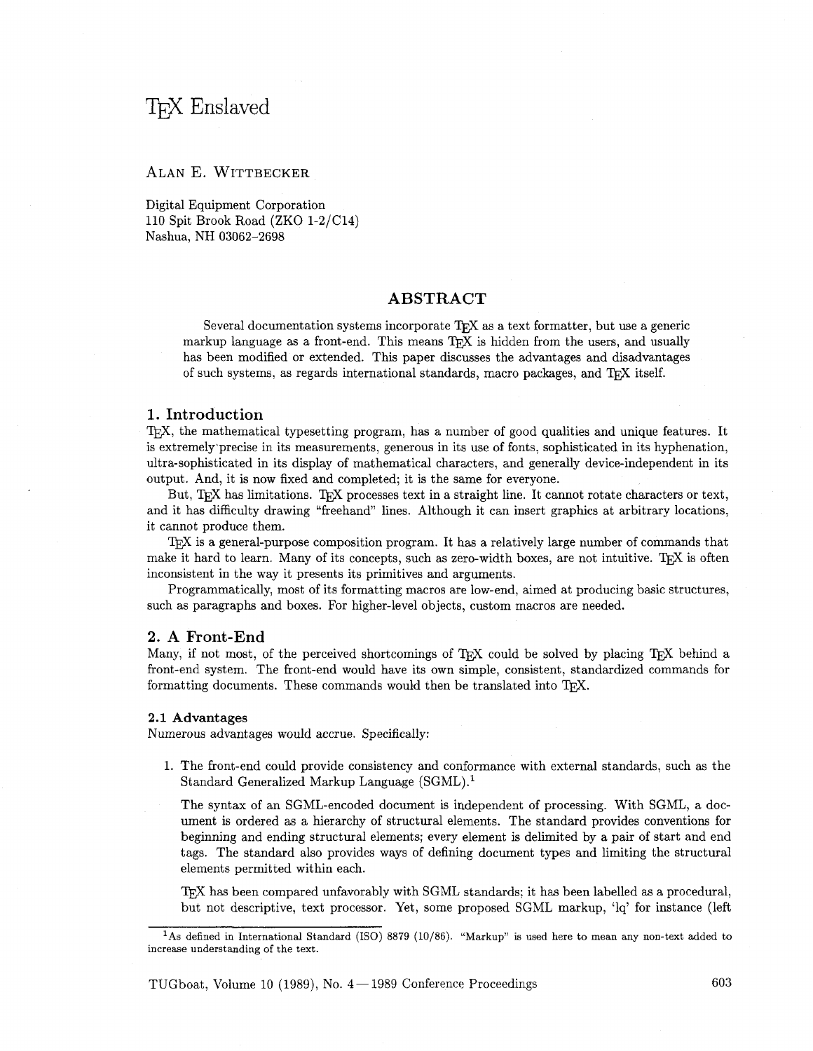# TEX Enslaved

ALAN E. WITTBECKER

Digital Equipment Corporation
110 Spit Brook Road (ZKO 1-2/C14)
Nashua, NH 03062-2698

## ABSTRACT

Several documentation systems incorporate TEX as a text formatter, but use a generic markup language as a front-end. This means TEX is hidden from the users, and usually has been modified or extended. This paper discusses the advantages and disadvantages of such systems, as regards international standards, macro packages, and TEX itself.

## 1. Introduction

TEX, the mathematical typesetting program, has a number of good qualities and unique features. It is extremely precise in its measurements, generous in its use of fonts, sophisticated in its hyphenation, ultra-sophisticated in its display of mathematical characters, and generally device-independent in its output. And, it is now fixed and completed; it is the same for everyone.

But, TEX has limitations. TEX processes text in a straight line. It cannot rotate characters or text, and it has difficulty drawing "freehand" lines. Although it can insert graphics at arbitrary locations, it cannot produce them.

TEX is a general-purpose composition program. It has a relatively large number of commands that make it hard to learn. Many of its concepts, such as zero-width boxes, are not intuitive. TEX is often inconsistent in the way it presents its primitives and arguments.

Programmatically, most of its formatting macros are low-end, aimed at producing basic structures, such as paragraphs and boxes. For higher-level objects, custom macros are needed.

## 2. A Front-End

Many, if not most, of the perceived shortcomings of TEX could be solved by placing TEX behind a front-end system. The front-end would have its own simple, consistent, standardized commands for formatting documents. These commands would then be translated into TEX.

### 2.1 Advantages

Numerous advantages would accrue. Specifically:

1. The front-end could provide consistency and conformance with external standards, such as the Standard Generalized Markup Language (SGML).[1]

   The syntax of an SGML-encoded document is independent of processing. With SGML, a document is ordered as a hierarchy of structural elements. The standard provides conventions for beginning and ending structural elements; every element is delimited by a pair of start and end tags. The standard also provides ways of defining document types and limiting the structural elements permitted within each.

   TEX has been compared unfavorably with SGML standards; it has been labelled as a procedural, but not descriptive, text processor. Yet, some proposed SGML markup, 'lq' for instance (left

[1] As defined in International Standard (ISO) 8879 (10/86). "Markup" is used here to mean any non-text added to increase understanding of the text.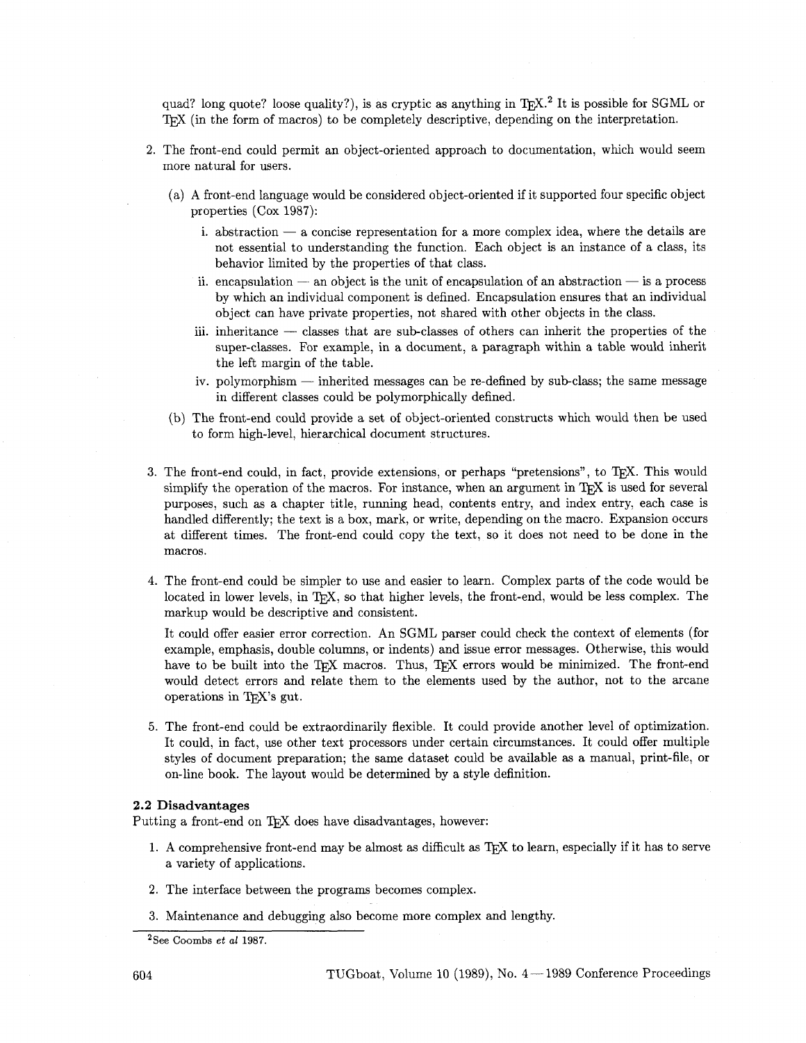quad? long quote? loose quality?), is as cryptic as anything in TEX.[2] It is possible for SGML or TEX (in the form of macros) to be completely descriptive, depending on the interpretation.

2. The front-end could permit an object-oriented approach to documentation, which would seem more natural for users.

   (a) A front-end language would be considered object-oriented if it supported four specific object properties (Cox 1987):

      i. abstraction — a concise representation for a more complex idea, where the details are not essential to understanding the function. Each object is an instance of a class, its behavior limited by the properties of that class.

      ii. encapsulation — an object is the unit of encapsulation of an abstraction — is a process by which an individual component is defined. Encapsulation ensures that an individual object can have private properties, not shared with other objects in the class.

      iii. inheritance — classes that are sub-classes of others can inherit the properties of the super-classes. For example, in a document, a paragraph within a table would inherit the left margin of the table.

      iv. polymorphism — inherited messages can be re-defined by sub-class; the same message in different classes could be polymorphically defined.

   (b) The front-end could provide a set of object-oriented constructs which would then be used to form high-level, hierarchical document structures.

3. The front-end could, in fact, provide extensions, or perhaps "pretensions", to TEX. This would simplify the operation of the macros. For instance, when an argument in TEX is used for several purposes, such as a chapter title, running head, contents entry, and index entry, each case is handled differently; the text is a box, mark, or write, depending on the macro. Expansion occurs at different times. The front-end could copy the text, so it does not need to be done in the macros.

4. The front-end could be simpler to use and easier to learn. Complex parts of the code would be located in lower levels, in TEX, so that higher levels, the front-end, would be less complex. The markup would be descriptive and consistent.

   It could offer easier error correction. An SGML parser could check the context of elements (for example, emphasis, double columns, or indents) and issue error messages. Otherwise, this would have to be built into the TEX macros. Thus, TEX errors would be minimized. The front-end would detect errors and relate them to the elements used by the author, not to the arcane operations in TEX's gut.

5. The front-end could be extraordinarily flexible. It could provide another level of optimization. It could, in fact, use other text processors under certain circumstances. It could offer multiple styles of document preparation; the same dataset could be available as a manual, print-file, or on-line book. The layout would be determined by a style definition.

### 2.2 Disadvantages

Putting a front-end on TEX does have disadvantages, however:

1. A comprehensive front-end may be almost as difficult as TEX to learn, especially if it has to serve a variety of applications.

2. The interface between the programs becomes complex.

3. Maintenance and debugging also become more complex and lengthy.

---

[2] See Coombs *et al* 1987.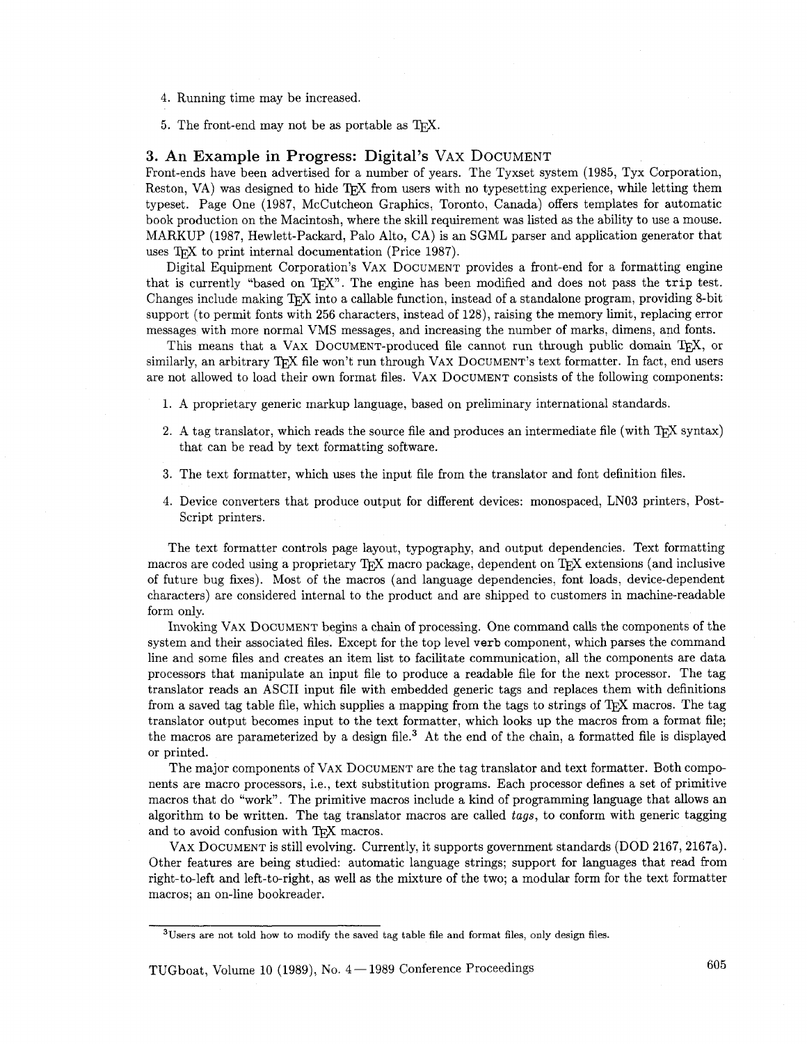4. Running time may be increased.

5. The front-end may not be as portable as TeX.

## 3. An Example in Progress: Digital's VAX DOCUMENT

Front-ends have been advertised for a number of years. The Tyxset system (1985, Tyx Corporation, Reston, VA) was designed to hide TeX from users with no typesetting experience, while letting them typeset. Page One (1987, McCutcheon Graphics, Toronto, Canada) offers templates for automatic book production on the Macintosh, where the skill requirement was listed as the ability to use a mouse. MARKUP (1987, Hewlett-Packard, Palo Alto, CA) is an SGML parser and application generator that uses TeX to print internal documentation (Price 1987).

Digital Equipment Corporation's VAX DOCUMENT provides a front-end for a formatting engine that is currently "based on TeX". The engine has been modified and does not pass the `trip` test. Changes include making TeX into a callable function, instead of a standalone program, providing 8-bit support (to permit fonts with 256 characters, instead of 128), raising the memory limit, replacing error messages with more normal VMS messages, and increasing the number of marks, dimens, and fonts.

This means that a VAX DOCUMENT-produced file cannot run through public domain TeX, or similarly, an arbitrary TeX file won't run through VAX DOCUMENT's text formatter. In fact, end users are not allowed to load their own format files. VAX DOCUMENT consists of the following components:

1. A proprietary generic markup language, based on preliminary international standards.

2. A tag translator, which reads the source file and produces an intermediate file (with TeX syntax) that can be read by text formatting software.

3. The text formatter, which uses the input file from the translator and font definition files.

4. Device converters that produce output for different devices: monospaced, LN03 printers, PostScript printers.

The text formatter controls page layout, typography, and output dependencies. Text formatting macros are coded using a proprietary TeX macro package, dependent on TeX extensions (and inclusive of future bug fixes). Most of the macros (and language dependencies, font loads, device-dependent characters) are considered internal to the product and are shipped to customers in machine-readable form only.

Invoking VAX DOCUMENT begins a chain of processing. One command calls the components of the system and their associated files. Except for the top level `verb` component, which parses the command line and some files and creates an item list to facilitate communication, all the components are data processors that manipulate an input file to produce a readable file for the next processor. The tag translator reads an ASCII input file with embedded generic tags and replaces them with definitions from a saved tag table file, which supplies a mapping from the tags to strings of TeX macros. The tag translator output becomes input to the text formatter, which looks up the macros from a format file; the macros are parameterized by a design file.[3] At the end of the chain, a formatted file is displayed or printed.

The major components of VAX DOCUMENT are the tag translator and text formatter. Both components are macro processors, i.e., text substitution programs. Each processor defines a set of primitive macros that do "work". The primitive macros include a kind of programming language that allows an algorithm to be written. The tag translator macros are called *tags*, to conform with generic tagging and to avoid confusion with TeX macros.

VAX DOCUMENT is still evolving. Currently, it supports government standards (DOD 2167, 2167a). Other features are being studied: automatic language strings; support for languages that read from right-to-left and left-to-right, as well as the mixture of the two; a modular form for the text formatter macros; an on-line bookreader.

---

[3] Users are not told how to modify the saved tag table file and format files, only design files.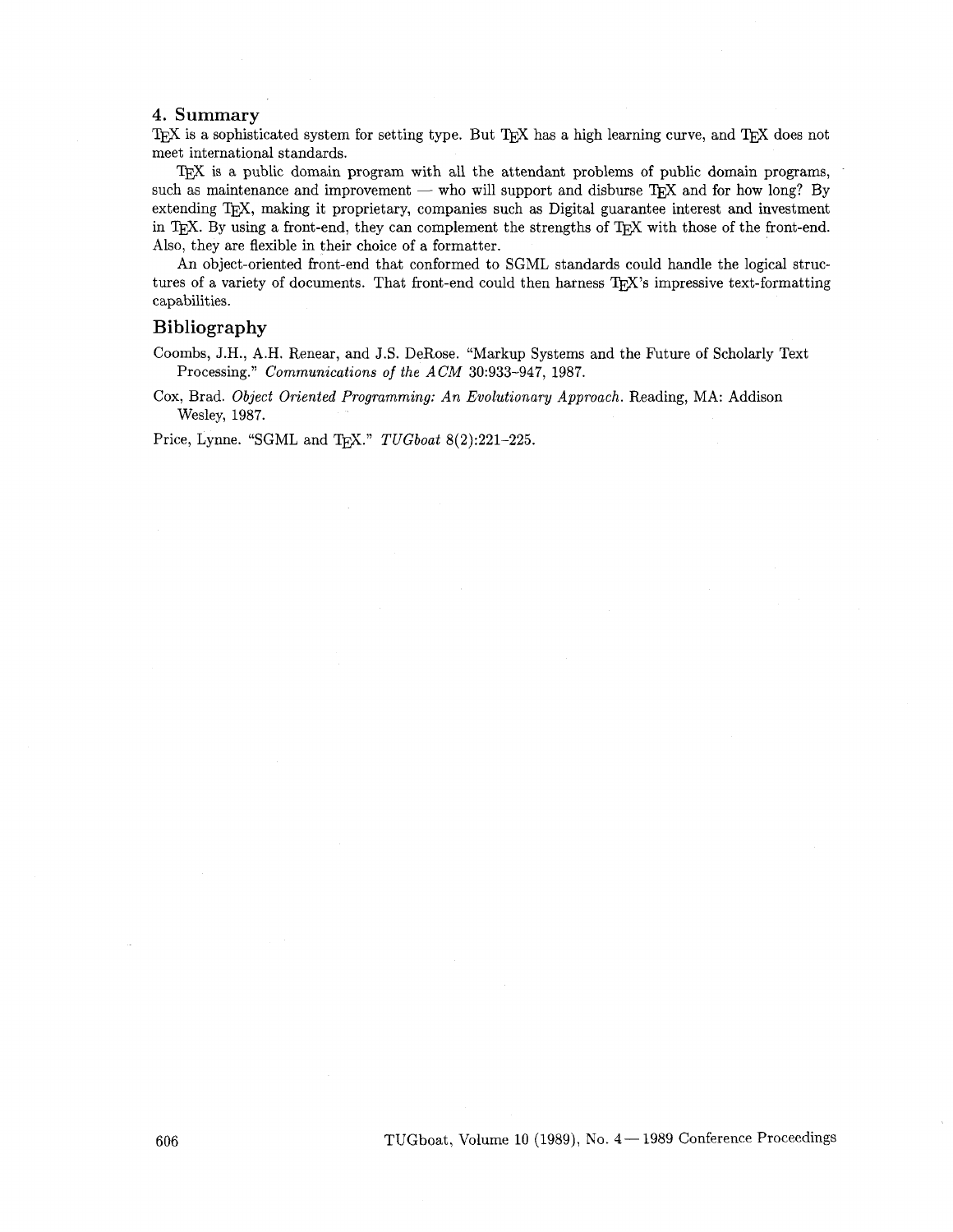## 4. Summary

TEX is a sophisticated system for setting type. But TEX has a high learning curve, and TEX does not meet international standards.

TEX is a public domain program with all the attendant problems of public domain programs, such as maintenance and improvement — who will support and disburse TEX and for how long? By extending TEX, making it proprietary, companies such as Digital guarantee interest and investment in TEX. By using a front-end, they can complement the strengths of TEX with those of the front-end. Also, they are flexible in their choice of a formatter.

An object-oriented front-end that conformed to SGML standards could handle the logical structures of a variety of documents. That front-end could then harness TEX's impressive text-formatting capabilities.

## Bibliography

Coombs, J.H., A.H. Renear, and J.S. DeRose. "Markup Systems and the Future of Scholarly Text Processing." *Communications of the ACM* 30:933–947, 1987.

Cox, Brad. *Object Oriented Programming: An Evolutionary Approach.* Reading, MA: Addison Wesley, 1987.

Price, Lynne. "SGML and TEX." *TUGboat* 8(2):221–225.